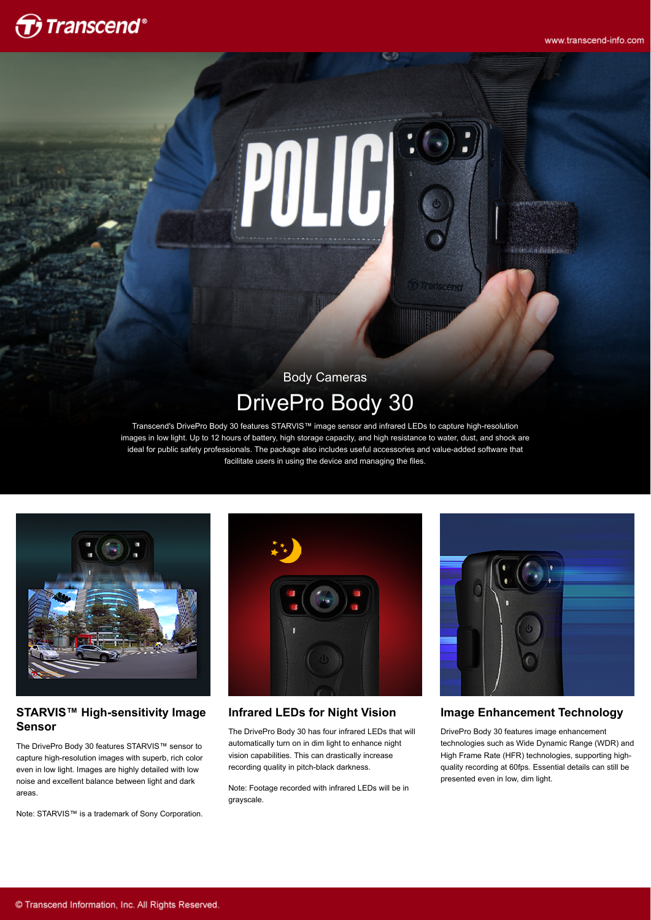Body Cameras

# DrivePro Body 30

Transcend's DrivePro Body 30 features STARVIS™ image sensor and infrared LEDs to capture high-resolution images in low light. Up to 12 hours of battery, high storage capacity, and high resistance to water, dust, and shock are ideal for public safety professionals. The package also includes useful accessories and value-added software that facilitate users in using the device and managing the files.

## STARVIS™ High-sensitivity Image Sensor

The DrivePro Body 30 features STARVIS™ sensor to capture high-resolution images with superb, rich color even in low light. Images are highly detailed with low noise and excellent balance between light and dark areas.

Note: STARVIS™ is a trademark of Sony Corporation.

## Infrared LEDs for Night Vision

The DrivePro Body 30 has four infrared LEDs that will automatically turn on in dim light to enhance night vision capabilities. This can drastically increase recording quality in pitch-black darkness.

Note: Footage recorded with infrared LEDs will be in grayscale.

## Image Enhancement Technology

DrivePro Body 30 features image enhancement technologies such as Wide Dynamic Range (WDR) and High Frame Rate (HFR) technologies, supporting high-quality recording at 60fps. Essential details can still be presented even in low, dim light.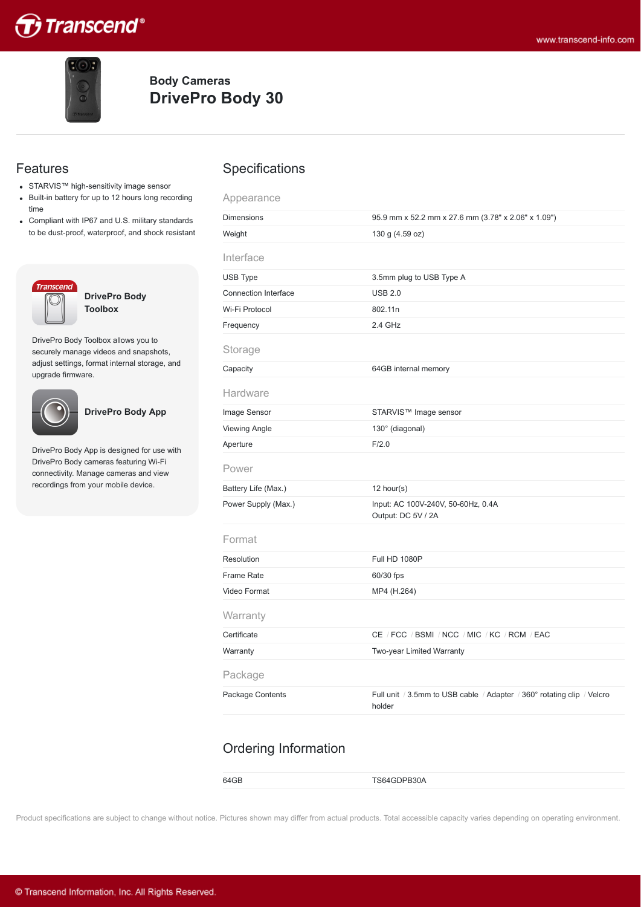Body Cameras

# DrivePro Body 30

## Features

- STARVIS™ high-sensitivity image sensor
- Built-in battery for up to 12 hours long recording time
- Compliant with IP67 and U.S. military standards to be dust-proof, waterproof, and shock resistant

### DrivePro Body Toolbox

DrivePro Body Toolbox allows you to securely manage videos and snapshots, adjust settings, format internal storage, and upgrade firmware.

### DrivePro Body App

DrivePro Body App is designed for use with DrivePro Body cameras featuring Wi-Fi connectivity. Manage cameras and view recordings from your mobile device.

## Specifications

### Appearance

| | |
|---|---|
| Dimensions | 95.9 mm x 52.2 mm x 27.6 mm (3.78" x 2.06" x 1.09") |
| Weight | 130 g (4.59 oz) |

### Interface

| | |
|---|---|
| USB Type | 3.5mm plug to USB Type A |
| Connection Interface | USB 2.0 |
| Wi-Fi Protocol | 802.11n |
| Frequency | 2.4 GHz |

### Storage

| | |
|---|---|
| Capacity | 64GB internal memory |

### Hardware

| | |
|---|---|
| Image Sensor | STARVIS™ Image sensor |
| Viewing Angle | 130° (diagonal) |
| Aperture | F/2.0 |

### Power

| | |
|---|---|
| Battery Life (Max.) | 12 hour(s) |
| Power Supply (Max.) | Input: AC 100V-240V, 50-60Hz, 0.4A<br>Output: DC 5V / 2A |

### Format

| | |
|---|---|
| Resolution | Full HD 1080P |
| Frame Rate | 60/30 fps |
| Video Format | MP4 (H.264) |

### Warranty

| | |
|---|---|
| Certificate | CE / FCC / BSMI / NCC / MIC / KC / RCM / EAC |
| Warranty | Two-year Limited Warranty |

### Package

| | |
|---|---|
| Package Contents | Full unit / 3.5mm to USB cable / Adapter / 360° rotating clip / Velcro holder |

## Ordering Information

| | |
|---|---|
| 64GB | TS64GDPB30A |

Product specifications are subject to change without notice. Pictures shown may differ from actual products. Total accessible capacity varies depending on operating environment.